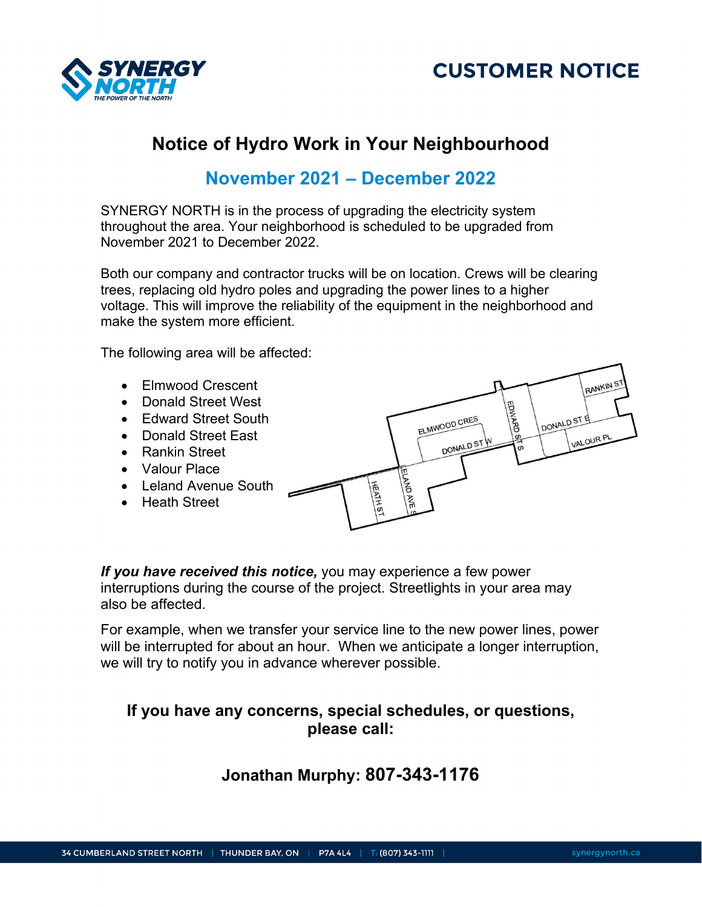# CUSTOMER NOTICE

## Notice of Hydro Work in Your Neighbourhood

## November 2021 – December 2022

SYNERGY NORTH is in the process of upgrading the electricity system throughout the area. Your neighborhood is scheduled to be upgraded from November 2021 to December 2022.

Both our company and contractor trucks will be on location. Crews will be clearing trees, replacing old hydro poles and upgrading the power lines to a higher voltage. This will improve the reliability of the equipment in the neighborhood and make the system more efficient.

The following area will be affected:

- Elmwood Crescent
- Donald Street West
- Edward Street South
- Donald Street East
- Rankin Street
- Valour Place
- Leland Avenue South
- Heath Street

***If you have received this notice,*** you may experience a few power interruptions during the course of the project. Streetlights in your area may also be affected.

For example, when we transfer your service line to the new power lines, power will be interrupted for about an hour. When we anticipate a longer interruption, we will try to notify you in advance wherever possible.

### If you have any concerns, special schedules, or questions, please call:

### Jonathan Murphy: 807-343-1176

34 CUMBERLAND STREET NORTH | THUNDER BAY, ON | P7A 4L4 | T: (807) 343-1111 | synergynorth.ca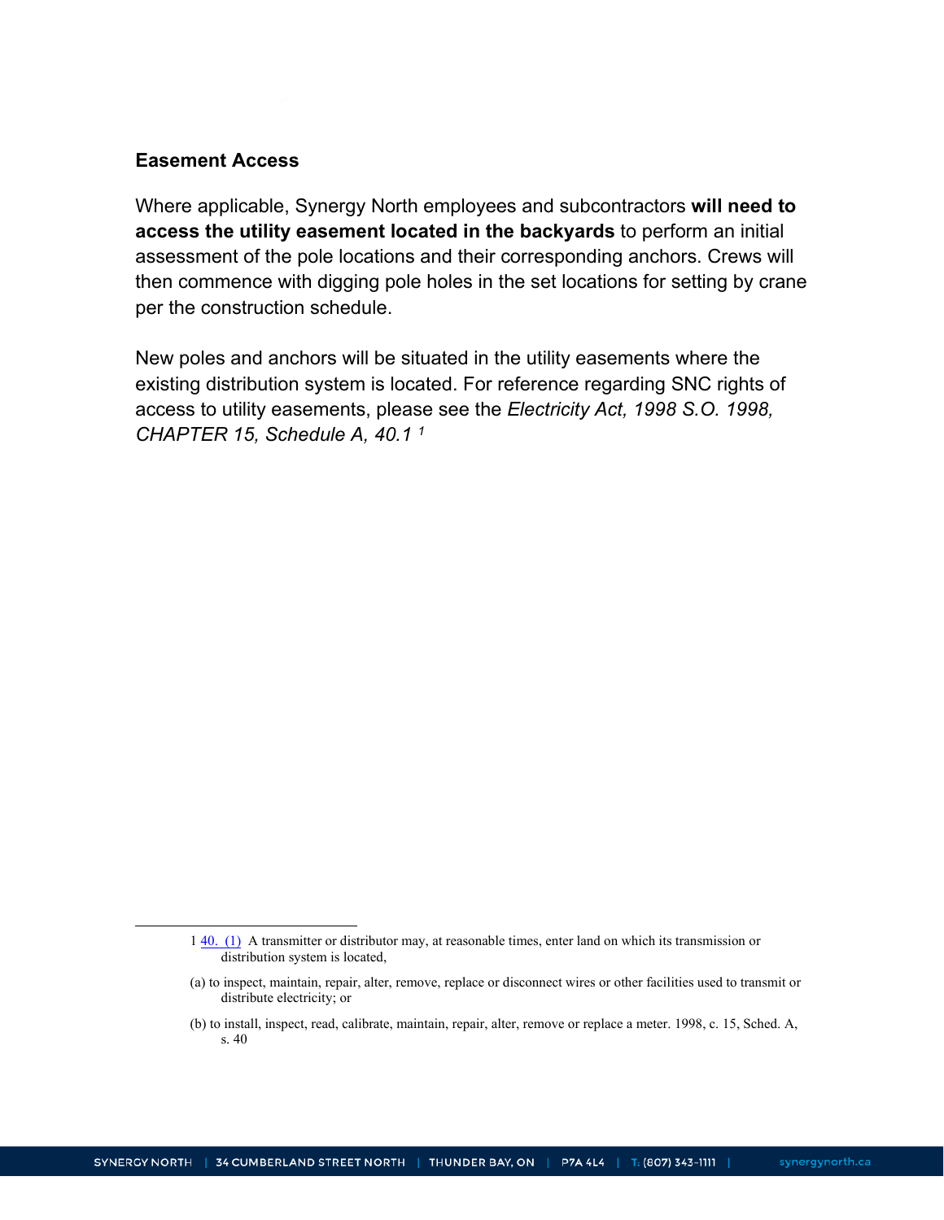### Easement Access

Where applicable, Synergy North employees and subcontractors **will need to access the utility easement located in the backyards** to perform an initial assessment of the pole locations and their corresponding anchors. Crews will then commence with digging pole holes in the set locations for setting by crane per the construction schedule.

New poles and anchors will be situated in the utility easements where the existing distribution system is located. For reference regarding SNC rights of access to utility easements, please see the *Electricity Act, 1998 S.O. 1998, CHAPTER 15, Schedule A, 40.1* [1]

---

1 40. (1) A transmitter or distributor may, at reasonable times, enter land on which its transmission or distribution system is located,

(a) to inspect, maintain, repair, alter, remove, replace or disconnect wires or other facilities used to transmit or distribute electricity; or

(b) to install, inspect, read, calibrate, maintain, repair, alter, remove or replace a meter. 1998, c. 15, Sched. A, s. 40